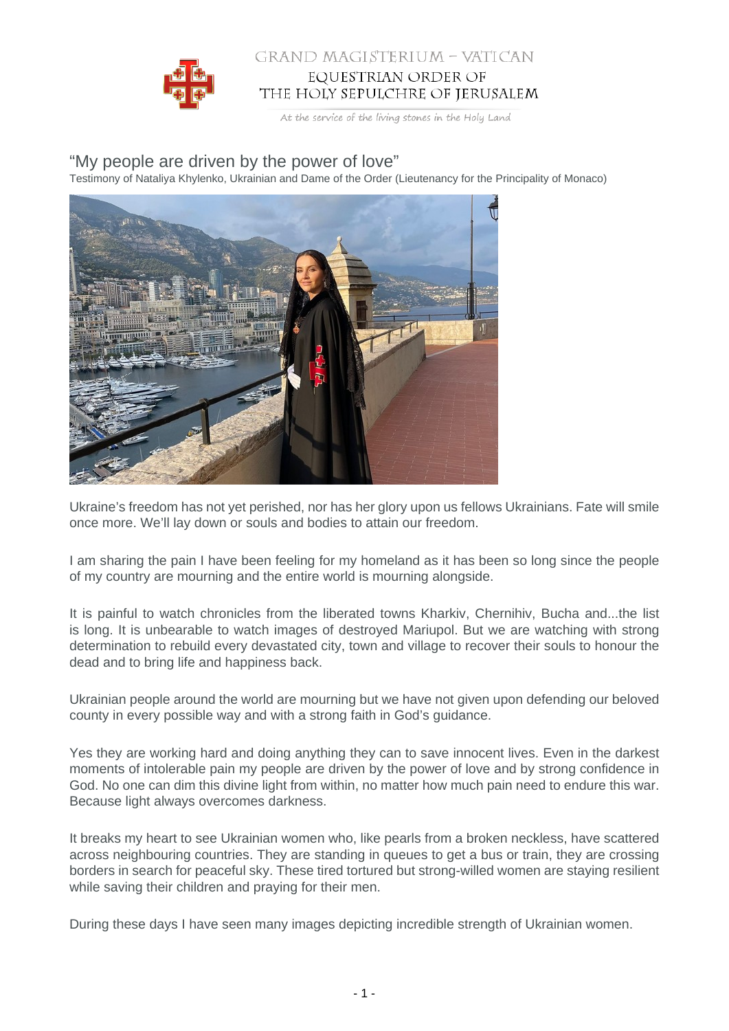GRAND MAGISTERIUM – VATICAN

EQUESTRIAN ORDER OF THE HOLY SEPULCHRE OF JERUSALEM

*At the service of the living stones in the Holy Land*

# "My people are driven by the power of love"

Testimony of Nataliya Khylenko, Ukrainian and Dame of the Order (Lieutenancy for the Principality of Monaco)

Ukraine's freedom has not yet perished, nor has her glory upon us fellows Ukrainians. Fate will smile once more. We'll lay down or souls and bodies to attain our freedom.

I am sharing the pain I have been feeling for my homeland as it has been so long since the people of my country are mourning and the entire world is mourning alongside.

It is painful to watch chronicles from the liberated towns Kharkiv, Chernihiv, Bucha and...the list is long. It is unbearable to watch images of destroyed Mariupol. But we are watching with strong determination to rebuild every devastated city, town and village to recover their souls to honour the dead and to bring life and happiness back.

Ukrainian people around the world are mourning but we have not given upon defending our beloved county in every possible way and with a strong faith in God's guidance.

Yes they are working hard and doing anything they can to save innocent lives. Even in the darkest moments of intolerable pain my people are driven by the power of love and by strong confidence in God. No one can dim this divine light from within, no matter how much pain need to endure this war. Because light always overcomes darkness.

It breaks my heart to see Ukrainian women who, like pearls from a broken neckless, have scattered across neighbouring countries. They are standing in queues to get a bus or train, they are crossing borders in search for peaceful sky. These tired tortured but strong-willed women are staying resilient while saving their children and praying for their men.

During these days I have seen many images depicting incredible strength of Ukrainian women.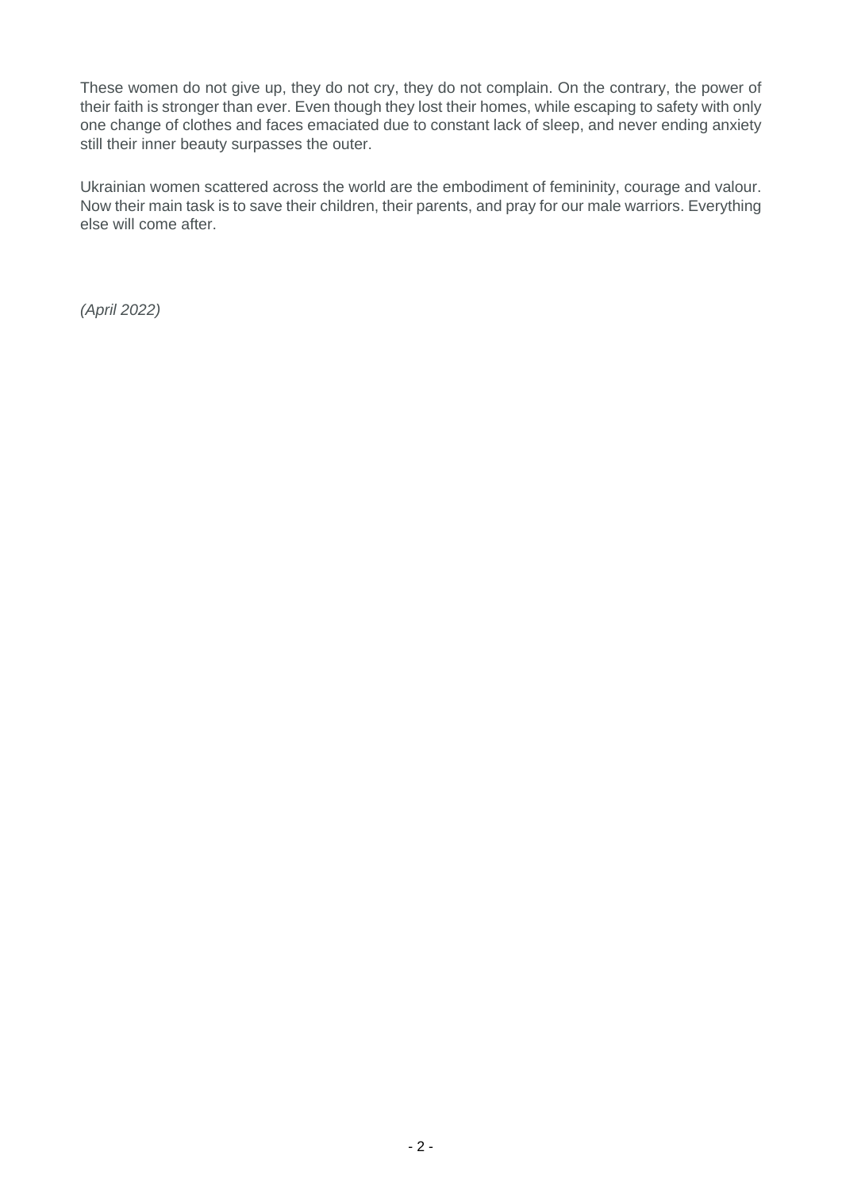These women do not give up, they do not cry, they do not complain. On the contrary, the power of their faith is stronger than ever. Even though they lost their homes, while escaping to safety with only one change of clothes and faces emaciated due to constant lack of sleep, and never ending anxiety still their inner beauty surpasses the outer.

Ukrainian women scattered across the world are the embodiment of femininity, courage and valour. Now their main task is to save their children, their parents, and pray for our male warriors. Everything else will come after.

*(April 2022)*